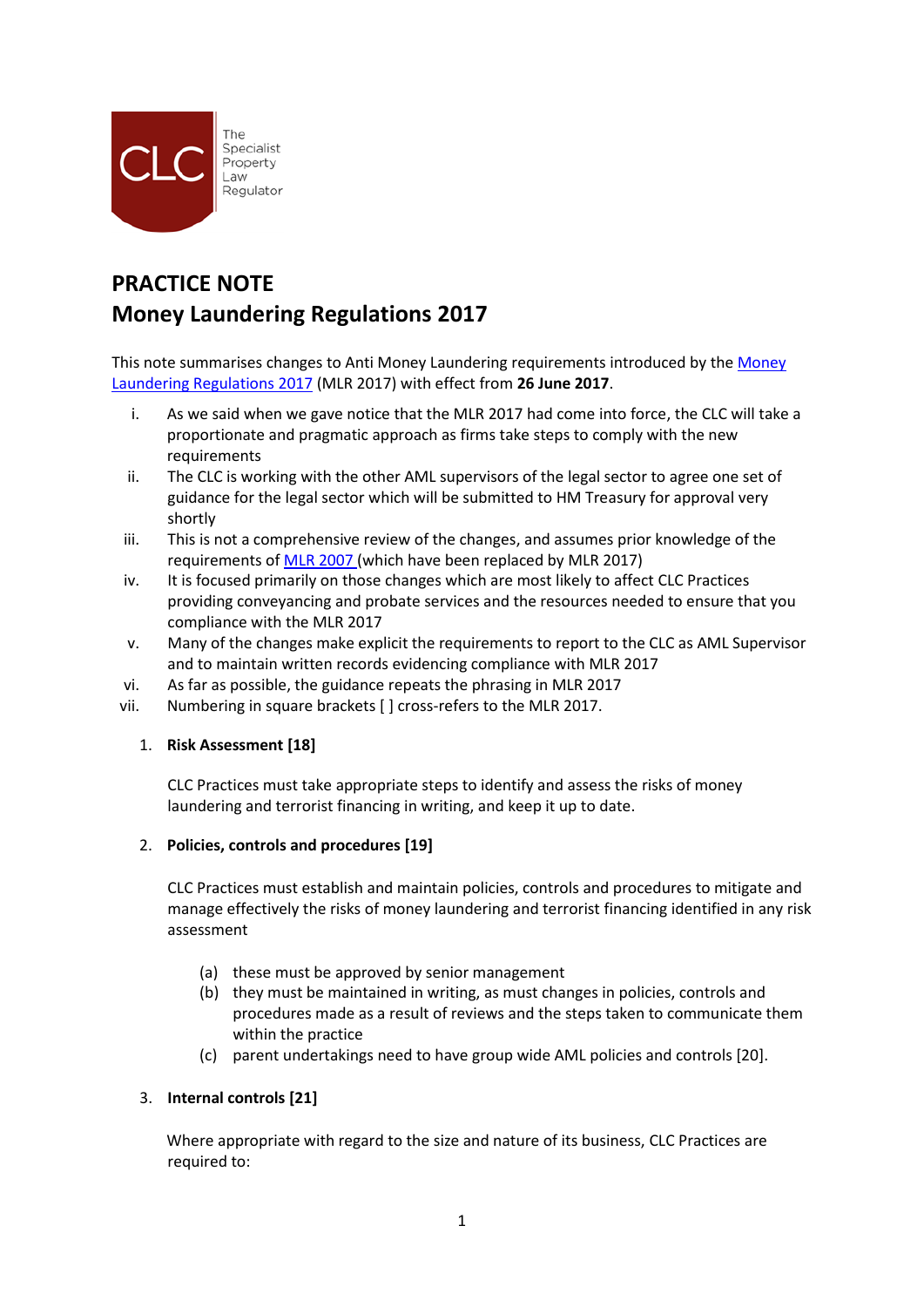CLC The Specialist Property Law Regulator

# PRACTICE NOTE
# Money Laundering Regulations 2017

This note summarises changes to Anti Money Laundering requirements introduced by the Money Laundering Regulations 2017 (MLR 2017) with effect from **26 June 2017**.

i. As we said when we gave notice that the MLR 2017 had come into force, the CLC will take a proportionate and pragmatic approach as firms take steps to comply with the new requirements
ii. The CLC is working with the other AML supervisors of the legal sector to agree one set of guidance for the legal sector which will be submitted to HM Treasury for approval very shortly
iii. This is not a comprehensive review of the changes, and assumes prior knowledge of the requirements of MLR 2007 (which have been replaced by MLR 2017)
iv. It is focused primarily on those changes which are most likely to affect CLC Practices providing conveyancing and probate services and the resources needed to ensure that you compliance with the MLR 2017
v. Many of the changes make explicit the requirements to report to the CLC as AML Supervisor and to maintain written records evidencing compliance with MLR 2017
vi. As far as possible, the guidance repeats the phrasing in MLR 2017
vii. Numbering in square brackets [ ] cross-refers to the MLR 2017.

1. **Risk Assessment [18]**

   CLC Practices must take appropriate steps to identify and assess the risks of money laundering and terrorist financing in writing, and keep it up to date.

2. **Policies, controls and procedures [19]**

   CLC Practices must establish and maintain policies, controls and procedures to mitigate and manage effectively the risks of money laundering and terrorist financing identified in any risk assessment

   (a) these must be approved by senior management
   (b) they must be maintained in writing, as must changes in policies, controls and procedures made as a result of reviews and the steps taken to communicate them within the practice
   (c) parent undertakings need to have group wide AML policies and controls [20].

3. **Internal controls [21]**

   Where appropriate with regard to the size and nature of its business, CLC Practices are required to: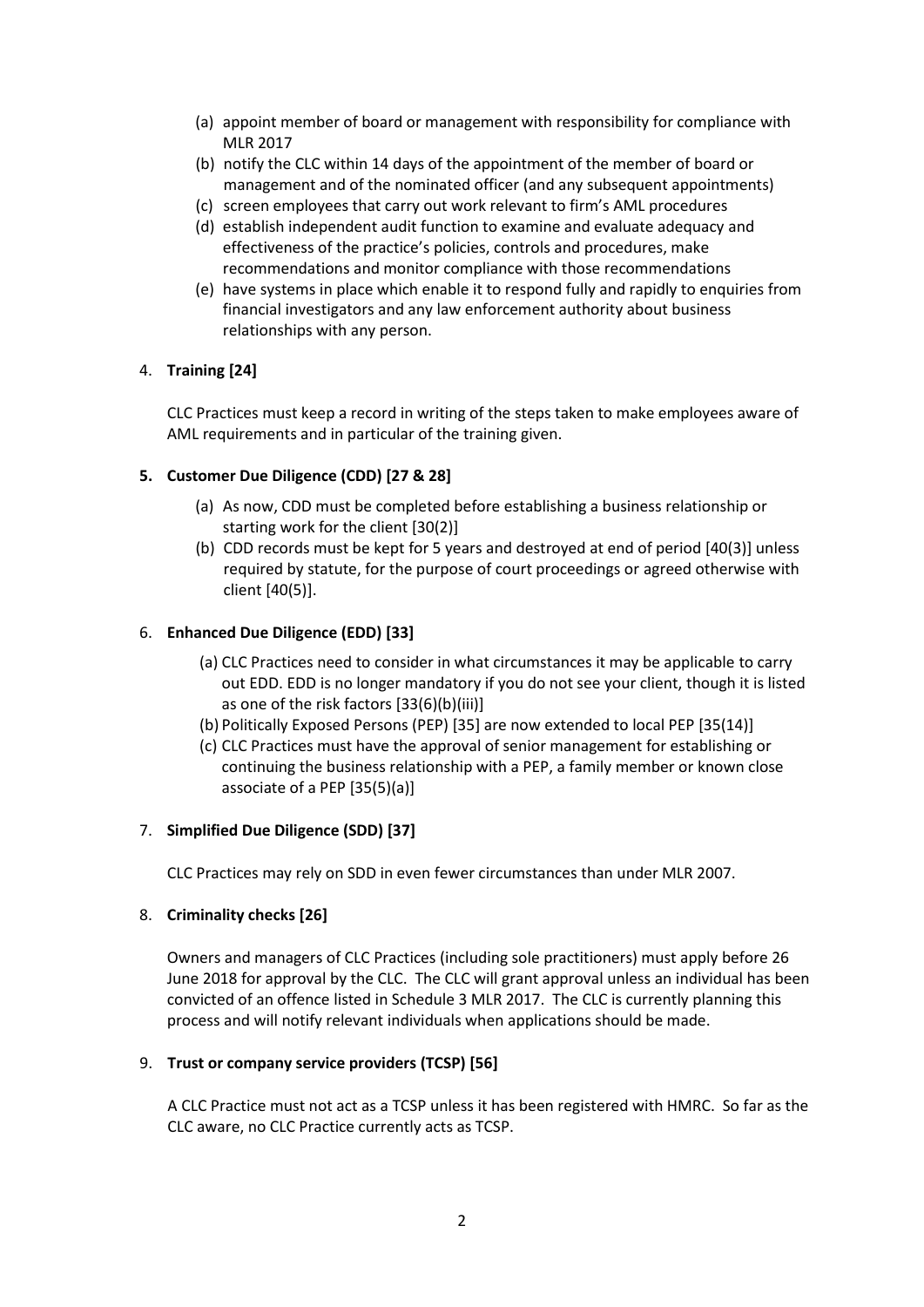(a) appoint member of board or management with responsibility for compliance with MLR 2017

(b) notify the CLC within 14 days of the appointment of the member of board or management and of the nominated officer (and any subsequent appointments)

(c) screen employees that carry out work relevant to firm's AML procedures

(d) establish independent audit function to examine and evaluate adequacy and effectiveness of the practice's policies, controls and procedures, make recommendations and monitor compliance with those recommendations

(e) have systems in place which enable it to respond fully and rapidly to enquiries from financial investigators and any law enforcement authority about business relationships with any person.

4. **Training [24]**

   CLC Practices must keep a record in writing of the steps taken to make employees aware of AML requirements and in particular of the training given.

5. **Customer Due Diligence (CDD) [27 & 28]**

   (a) As now, CDD must be completed before establishing a business relationship or starting work for the client [30(2)]

   (b) CDD records must be kept for 5 years and destroyed at end of period [40(3)] unless required by statute, for the purpose of court proceedings or agreed otherwise with client [40(5)].

6. **Enhanced Due Diligence (EDD) [33]**

   (a) CLC Practices need to consider in what circumstances it may be applicable to carry out EDD. EDD is no longer mandatory if you do not see your client, though it is listed as one of the risk factors [33(6)(b)(iii)]

   (b) Politically Exposed Persons (PEP) [35] are now extended to local PEP [35(14)]

   (c) CLC Practices must have the approval of senior management for establishing or continuing the business relationship with a PEP, a family member or known close associate of a PEP [35(5)(a)]

7. **Simplified Due Diligence (SDD) [37]**

   CLC Practices may rely on SDD in even fewer circumstances than under MLR 2007.

8. **Criminality checks [26]**

   Owners and managers of CLC Practices (including sole practitioners) must apply before 26 June 2018 for approval by the CLC. The CLC will grant approval unless an individual has been convicted of an offence listed in Schedule 3 MLR 2017. The CLC is currently planning this process and will notify relevant individuals when applications should be made.

9. **Trust or company service providers (TCSP) [56]**

   A CLC Practice must not act as a TCSP unless it has been registered with HMRC. So far as the CLC aware, no CLC Practice currently acts as TCSP.